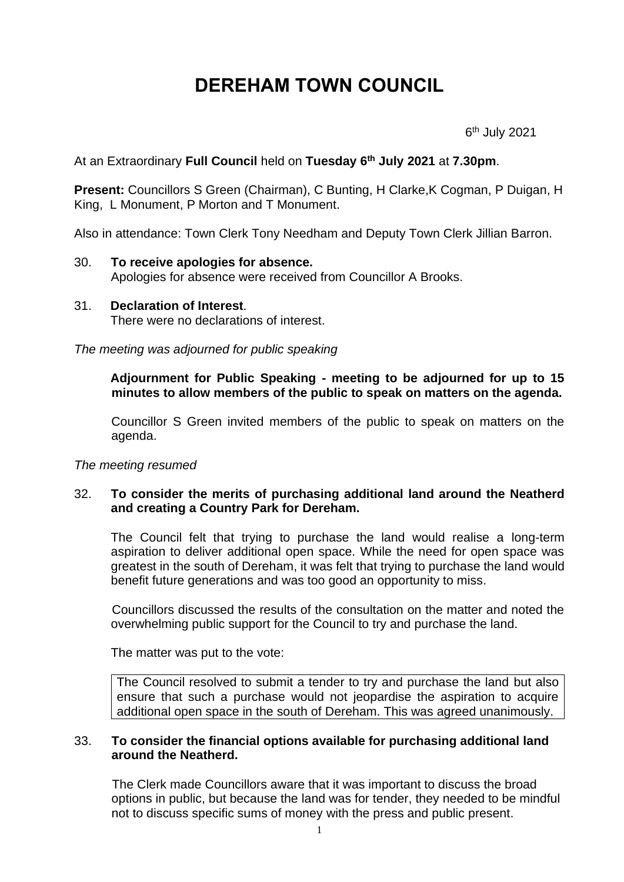# DEREHAM TOWN COUNCIL

6th July 2021

At an Extraordinary **Full Council** held on **Tuesday 6th July 2021** at **7.30pm**.

**Present:** Councillors S Green (Chairman), C Bunting, H Clarke,K Cogman, P Duigan, H King, L Monument, P Morton and T Monument.

Also in attendance: Town Clerk Tony Needham and Deputy Town Clerk Jillian Barron.

30. **To receive apologies for absence.**
    Apologies for absence were received from Councillor A Brooks.

31. **Declaration of Interest**.
    There were no declarations of interest.

*The meeting was adjourned for public speaking*

**Adjournment for Public Speaking - meeting to be adjourned for up to 15 minutes to allow members of the public to speak on matters on the agenda.**

Councillor S Green invited members of the public to speak on matters on the agenda.

*The meeting resumed*

32. **To consider the merits of purchasing additional land around the Neatherd and creating a Country Park for Dereham.**

    The Council felt that trying to purchase the land would realise a long-term aspiration to deliver additional open space. While the need for open space was greatest in the south of Dereham, it was felt that trying to purchase the land would benefit future generations and was too good an opportunity to miss.

    Councillors discussed the results of the consultation on the matter and noted the overwhelming public support for the Council to try and purchase the land.

    The matter was put to the vote:

    The Council resolved to submit a tender to try and purchase the land but also ensure that such a purchase would not jeopardise the aspiration to acquire additional open space in the south of Dereham. This was agreed unanimously.

33. **To consider the financial options available for purchasing additional land around the Neatherd.**

    The Clerk made Councillors aware that it was important to discuss the broad options in public, but because the land was for tender, they needed to be mindful not to discuss specific sums of money with the press and public present.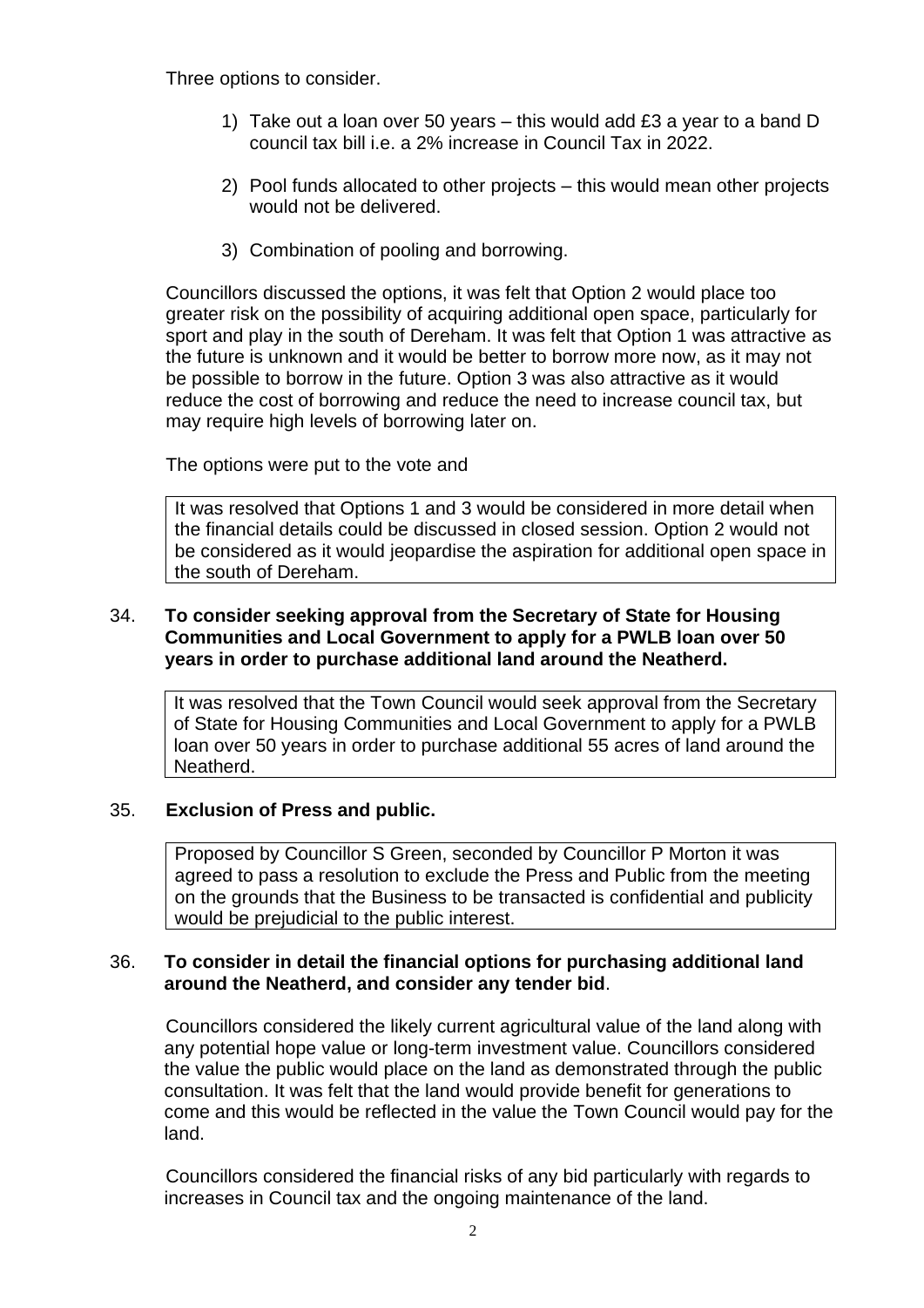Three options to consider.

1) Take out a loan over 50 years – this would add £3 a year to a band D council tax bill i.e. a 2% increase in Council Tax in 2022.

2) Pool funds allocated to other projects – this would mean other projects would not be delivered.

3) Combination of pooling and borrowing.

Councillors discussed the options, it was felt that Option 2 would place too greater risk on the possibility of acquiring additional open space, particularly for sport and play in the south of Dereham. It was felt that Option 1 was attractive as the future is unknown and it would be better to borrow more now, as it may not be possible to borrow in the future. Option 3 was also attractive as it would reduce the cost of borrowing and reduce the need to increase council tax, but may require high levels of borrowing later on.

The options were put to the vote and

It was resolved that Options 1 and 3 would be considered in more detail when the financial details could be discussed in closed session. Option 2 would not be considered as it would jeopardise the aspiration for additional open space in the south of Dereham.

34. **To consider seeking approval from the Secretary of State for Housing Communities and Local Government to apply for a PWLB loan over 50 years in order to purchase additional land around the Neatherd.**

It was resolved that the Town Council would seek approval from the Secretary of State for Housing Communities and Local Government to apply for a PWLB loan over 50 years in order to purchase additional 55 acres of land around the Neatherd.

35. **Exclusion of Press and public.**

Proposed by Councillor S Green, seconded by Councillor P Morton it was agreed to pass a resolution to exclude the Press and Public from the meeting on the grounds that the Business to be transacted is confidential and publicity would be prejudicial to the public interest.

36. **To consider in detail the financial options for purchasing additional land around the Neatherd, and consider any tender bid**.

Councillors considered the likely current agricultural value of the land along with any potential hope value or long-term investment value. Councillors considered the value the public would place on the land as demonstrated through the public consultation. It was felt that the land would provide benefit for generations to come and this would be reflected in the value the Town Council would pay for the land.

Councillors considered the financial risks of any bid particularly with regards to increases in Council tax and the ongoing maintenance of the land.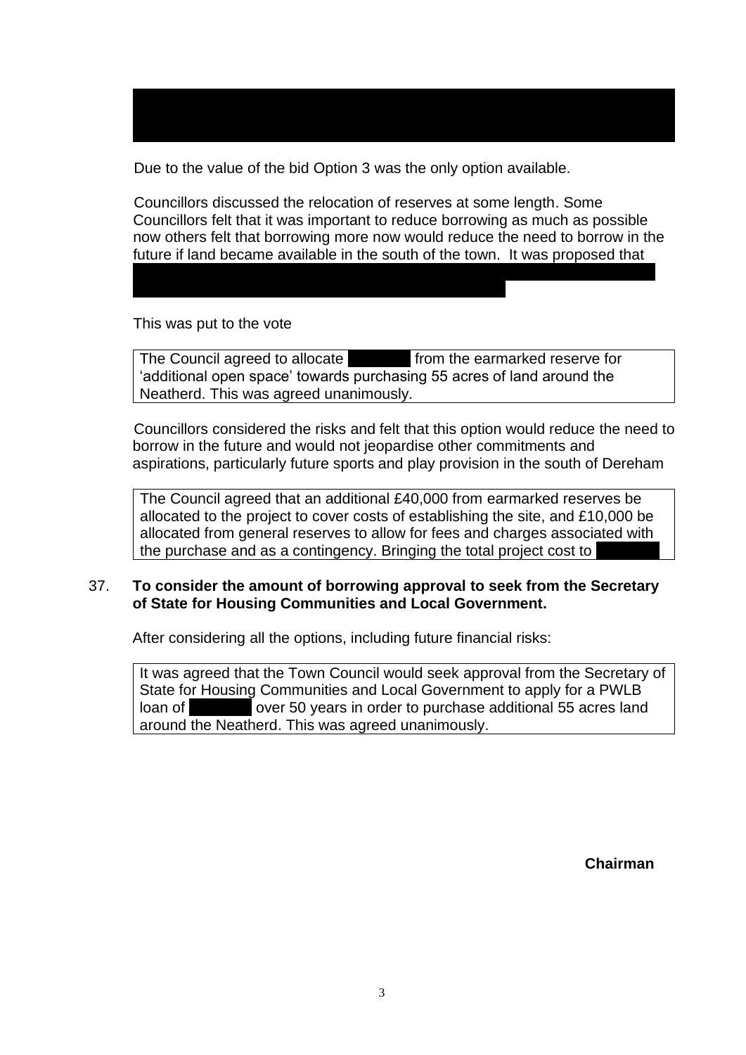Due to the value of the bid Option 3 was the only option available.

Councillors discussed the relocation of reserves at some length. Some Councillors felt that it was important to reduce borrowing as much as possible now others felt that borrowing more now would reduce the need to borrow in the future if land became available in the south of the town. It was proposed that

This was put to the vote

> The Council agreed to allocate from the earmarked reserve for 'additional open space' towards purchasing 55 acres of land around the Neatherd. This was agreed unanimously.

Councillors considered the risks and felt that this option would reduce the need to borrow in the future and would not jeopardise other commitments and aspirations, particularly future sports and play provision in the south of Dereham

> The Council agreed that an additional £40,000 from earmarked reserves be allocated to the project to cover costs of establishing the site, and £10,000 be allocated from general reserves to allow for fees and charges associated with the purchase and as a contingency. Bringing the total project cost to

37. **To consider the amount of borrowing approval to seek from the Secretary of State for Housing Communities and Local Government.**

After considering all the options, including future financial risks:

> It was agreed that the Town Council would seek approval from the Secretary of State for Housing Communities and Local Government to apply for a PWLB loan of over 50 years in order to purchase additional 55 acres land around the Neatherd. This was agreed unanimously.

**Chairman**